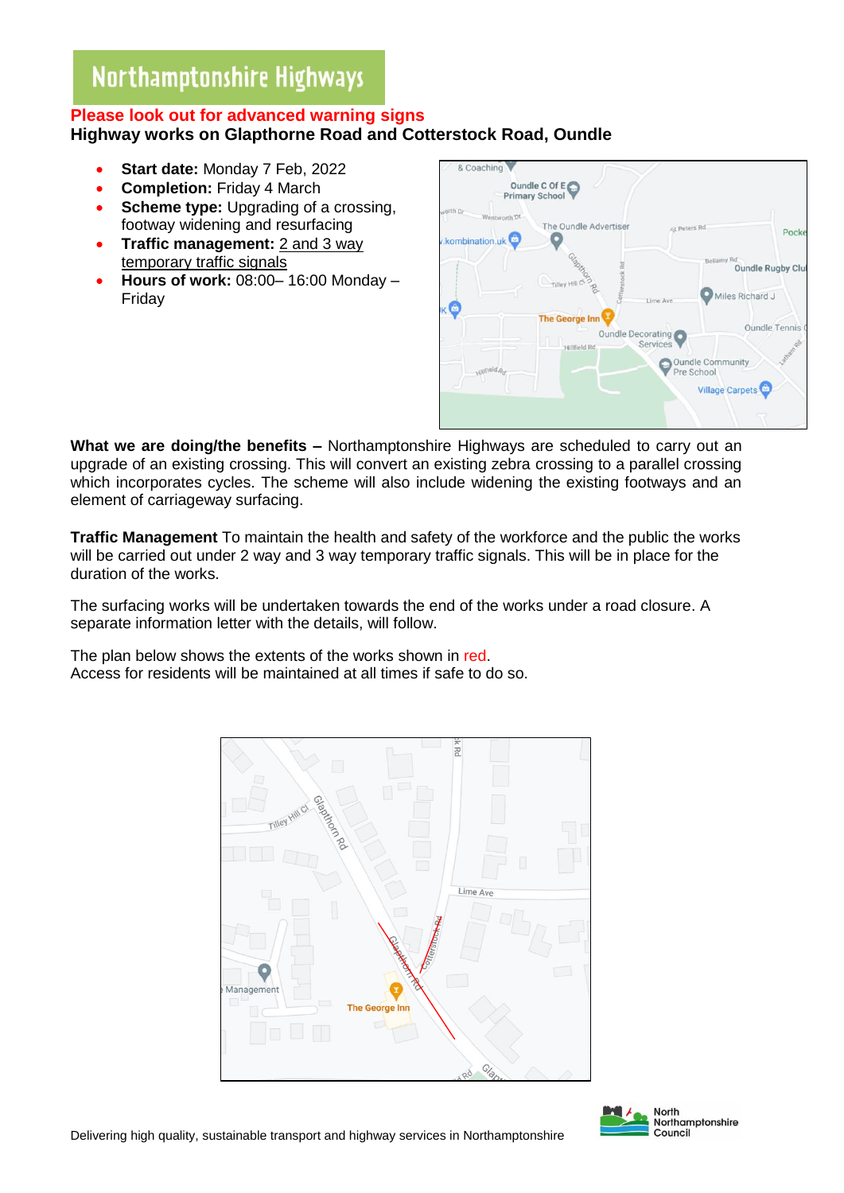# Northamptonshire Highways

**Please look out for advanced warning signs**

**Highway works on Glapthorne Road and Cotterstock Road, Oundle**

- **Start date:** Monday 7 Feb, 2022
- **Completion:** Friday 4 March
- **Scheme type:** Upgrading of a crossing, footway widening and resurfacing
- **Traffic management:** 2 and 3 way temporary traffic signals
- **Hours of work:** 08:00– 16:00 Monday – Friday

**What we are doing/the benefits –** Northamptonshire Highways are scheduled to carry out an upgrade of an existing crossing. This will convert an existing zebra crossing to a parallel crossing which incorporates cycles. The scheme will also include widening the existing footways and an element of carriageway surfacing.

**Traffic Management** To maintain the health and safety of the workforce and the public the works will be carried out under 2 way and 3 way temporary traffic signals. This will be in place for the duration of the works.

The surfacing works will be undertaken towards the end of the works under a road closure. A separate information letter with the details, will follow.

The plan below shows the extents of the works shown in red.
Access for residents will be maintained at all times if safe to do so.

Delivering high quality, sustainable transport and highway services in Northamptonshire

North Northamptonshire Council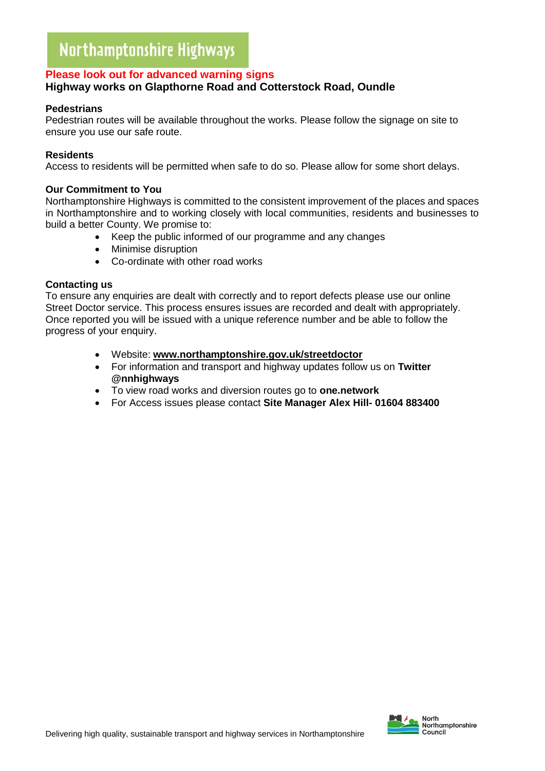# Northamptonshire Highways

**Please look out for advanced warning signs**

**Highway works on Glapthorne Road and Cotterstock Road, Oundle**

### Pedestrians

Pedestrian routes will be available throughout the works. Please follow the signage on site to ensure you use our safe route.

### Residents

Access to residents will be permitted when safe to do so. Please allow for some short delays.

### Our Commitment to You

Northamptonshire Highways is committed to the consistent improvement of the places and spaces in Northamptonshire and to working closely with local communities, residents and businesses to build a better County. We promise to:

- Keep the public informed of our programme and any changes
- Minimise disruption
- Co-ordinate with other road works

### Contacting us

To ensure any enquiries are dealt with correctly and to report defects please use our online Street Doctor service. This process ensures issues are recorded and dealt with appropriately. Once reported you will be issued with a unique reference number and be able to follow the progress of your enquiry.

- Website: **www.northamptonshire.gov.uk/streetdoctor**
- For information and transport and highway updates follow us on **Twitter @nnhighways**
- To view road works and diversion routes go to **one.network**
- For Access issues please contact **Site Manager Alex Hill- 01604 883400**

Delivering high quality, sustainable transport and highway services in Northamptonshire

North Northamptonshire Council